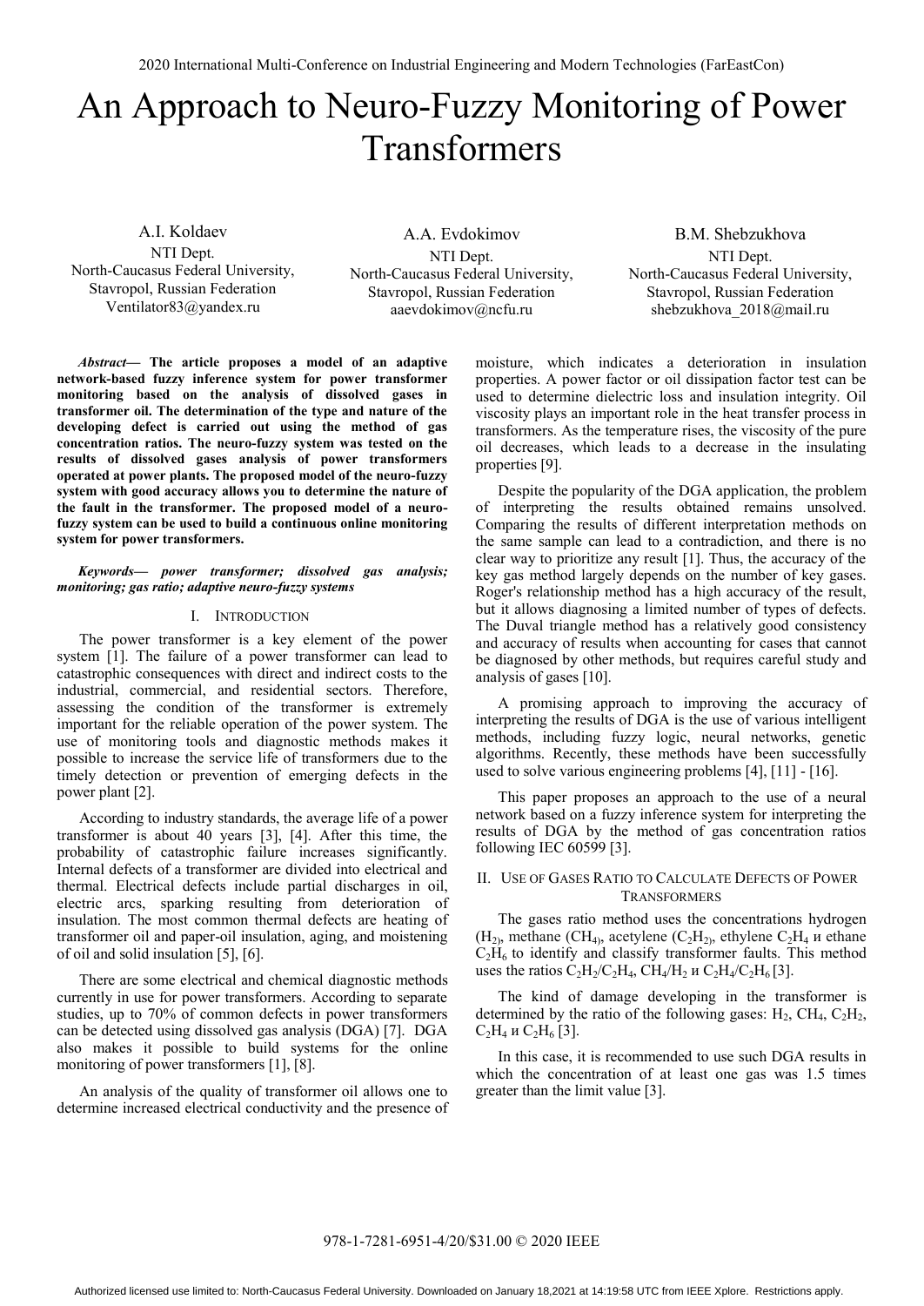# An Approach to Neuro-Fuzzy Monitoring of Power Transformers

A.I. Koldaev
NTI Dept.
North-Caucasus Federal University,
Stavropol, Russian Federation
Ventilator83@yandex.ru

A.A. Evdokimov
NTI Dept.
North-Caucasus Federal University,
Stavropol, Russian Federation
aaevdokimov@ncfu.ru

B.M. Shebzukhova
NTI Dept.
North-Caucasus Federal University,
Stavropol, Russian Federation
shebzukhova_2018@mail.ru

***Abstract*— The article proposes a model of an adaptive network-based fuzzy inference system for power transformer monitoring based on the analysis of dissolved gases in transformer oil. The determination of the type and nature of the developing defect is carried out using the method of gas concentration ratios. The neuro-fuzzy system was tested on the results of dissolved gases analysis of power transformers operated at power plants. The proposed model of the neuro-fuzzy system with good accuracy allows you to determine the nature of the fault in the transformer. The proposed model of a neuro-fuzzy system can be used to build a continuous online monitoring system for power transformers.**

***Keywords*— *power transformer; dissolved gas analysis; monitoring; gas ratio; adaptive neuro-fuzzy systems***

## I. Introduction

The power transformer is a key element of the power system [1]. The failure of a power transformer can lead to catastrophic consequences with direct and indirect costs to the industrial, commercial, and residential sectors. Therefore, assessing the condition of the transformer is extremely important for the reliable operation of the power system. The use of monitoring tools and diagnostic methods makes it possible to increase the service life of transformers due to the timely detection or prevention of emerging defects in the power plant [2].

According to industry standards, the average life of a power transformer is about 40 years [3], [4]. After this time, the probability of catastrophic failure increases significantly. Internal defects of a transformer are divided into electrical and thermal. Electrical defects include partial discharges in oil, electric arcs, sparking resulting from deterioration of insulation. The most common thermal defects are heating of transformer oil and paper-oil insulation, aging, and moistening of oil and solid insulation [5], [6].

There are some electrical and chemical diagnostic methods currently in use for power transformers. According to separate studies, up to 70% of common defects in power transformers can be detected using dissolved gas analysis (DGA) [7]. DGA also makes it possible to build systems for the online monitoring of power transformers [1], [8].

An analysis of the quality of transformer oil allows one to determine increased electrical conductivity and the presence of moisture, which indicates a deterioration in insulation properties. A power factor or oil dissipation factor test can be used to determine dielectric loss and insulation integrity. Oil viscosity plays an important role in the heat transfer process in transformers. As the temperature rises, the viscosity of the pure oil decreases, which leads to a decrease in the insulating properties [9].

Despite the popularity of the DGA application, the problem of interpreting the results obtained remains unsolved. Comparing the results of different interpretation methods on the same sample can lead to a contradiction, and there is no clear way to prioritize any result [1]. Thus, the accuracy of the key gas method largely depends on the number of key gases. Roger's relationship method has a high accuracy of the result, but it allows diagnosing a limited number of types of defects. The Duval triangle method has a relatively good consistency and accuracy of results when accounting for cases that cannot be diagnosed by other methods, but requires careful study and analysis of gases [10].

A promising approach to improving the accuracy of interpreting the results of DGA is the use of various intelligent methods, including fuzzy logic, neural networks, genetic algorithms. Recently, these methods have been successfully used to solve various engineering problems [4], [11] - [16].

This paper proposes an approach to the use of a neural network based on a fuzzy inference system for interpreting the results of DGA by the method of gas concentration ratios following IEC 60599 [3].

## II. Use of Gases Ratio to Calculate Defects of Power Transformers

The gases ratio method uses the concentrations hydrogen ($H_2$), methane ($CH_4$), acetylene ($C_2H_2$), ethylene $C_2H_4$ и ethane $C_2H_6$ to identify and classify transformer faults. This method uses the ratios $C_2H_2/C_2H_4$, $CH_4/H_2$ и $C_2H_4/C_2H_6$ [3].

The kind of damage developing in the transformer is determined by the ratio of the following gases: $H_2$, $CH_4$, $C_2H_2$, $C_2H_4$ и $C_2H_6$ [3].

In this case, it is recommended to use such DGA results in which the concentration of at least one gas was 1.5 times greater than the limit value [3].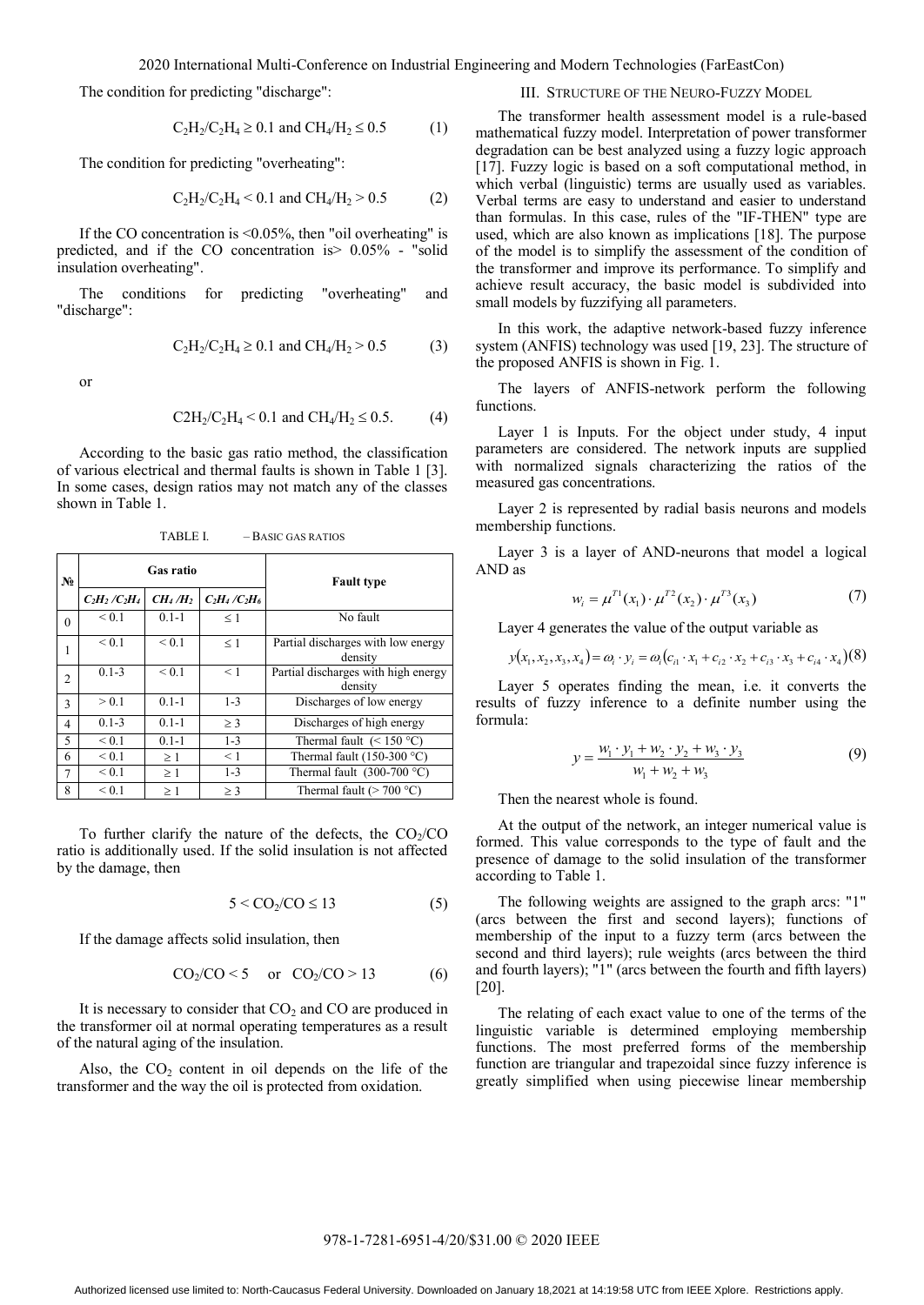The condition for predicting "discharge":

$$C_2H_2/C_2H_4 \geq 0.1 \text{ and } CH_4/H_2 \leq 0.5 \quad (1)$$

The condition for predicting "overheating":

$$C_2H_2/C_2H_4 < 0.1 \text{ and } CH_4/H_2 > 0.5 \quad (2)$$

If the CO concentration is <0.05%, then "oil overheating" is predicted, and if the CO concentration is> 0.05% - "solid insulation overheating".

The conditions for predicting "overheating" and "discharge":

$$C_2H_2/C_2H_4 \geq 0.1 \text{ and } CH_4/H_2 > 0.5 \quad (3)$$

or

$$C2H_2/C_2H_4 < 0.1 \text{ and } CH_4/H_2 \leq 0.5. \quad (4)$$

According to the basic gas ratio method, the classification of various electrical and thermal faults is shown in Table 1 [3]. In some cases, design ratios may not match any of the classes shown in Table 1.

TABLE I. – BASIC GAS RATIOS

| № | Gas ratio | | | Fault type |
|---|---|---|---|---|
| | $C_2H_2/C_2H_4$ | $CH_4/H_2$ | $C_2H_4/C_2H_6$ | |
| 0 | < 0.1 | 0.1-1 | ≤ 1 | No fault |
| 1 | < 0.1 | < 0.1 | ≤ 1 | Partial discharges with low energy density |
| 2 | 0.1-3 | < 0.1 | < 1 | Partial discharges with high energy density |
| 3 | > 0.1 | 0.1-1 | 1-3 | Discharges of low energy |
| 4 | 0.1-3 | 0.1-1 | ≥ 3 | Discharges of high energy |
| 5 | < 0.1 | 0.1-1 | 1-3 | Thermal fault (< 150 °C) |
| 6 | < 0.1 | ≥ 1 | < 1 | Thermal fault (150-300 °C) |
| 7 | < 0.1 | ≥ 1 | 1-3 | Thermal fault (300-700 °C) |
| 8 | < 0.1 | ≥ 1 | ≥ 3 | Thermal fault (> 700 °C) |

To further clarify the nature of the defects, the $CO_2/CO$ ratio is additionally used. If the solid insulation is not affected by the damage, then

$$5 < CO_2/CO \leq 13 \quad (5)$$

If the damage affects solid insulation, then

$$CO_2/CO < 5 \quad \text{or} \quad CO_2/CO > 13 \quad (6)$$

It is necessary to consider that $CO_2$ and CO are produced in the transformer oil at normal operating temperatures as a result of the natural aging of the insulation.

Also, the $CO_2$ content in oil depends on the life of the transformer and the way the oil is protected from oxidation.

## III. Structure of the Neuro-Fuzzy Model

The transformer health assessment model is a rule-based mathematical fuzzy model. Interpretation of power transformer degradation can be best analyzed using a fuzzy logic approach [17]. Fuzzy logic is based on a soft computational method, in which verbal (linguistic) terms are usually used as variables. Verbal terms are easy to understand and easier to understand than formulas. In this case, rules of the "IF-THEN" type are used, which are also known as implications [18]. The purpose of the model is to simplify the assessment of the condition of the transformer and improve its performance. To simplify and achieve result accuracy, the basic model is subdivided into small models by fuzzifying all parameters.

In this work, the adaptive network-based fuzzy inference system (ANFIS) technology was used [19, 23]. The structure of the proposed ANFIS is shown in Fig. 1.

The layers of ANFIS-network perform the following functions.

Layer 1 is Inputs. For the object under study, 4 input parameters are considered. The network inputs are supplied with normalized signals characterizing the ratios of the measured gas concentrations.

Layer 2 is represented by radial basis neurons and models membership functions.

Layer 3 is a layer of AND-neurons that model a logical AND as

$$w_i = \mu^{T1}(x_1) \cdot \mu^{T2}(x_2) \cdot \mu^{T3}(x_3) \quad (7)$$

Layer 4 generates the value of the output variable as

$$y(x_1, x_2, x_3, x_4) = \omega_i \cdot y_i = \omega_i (c_{i1} \cdot x_1 + c_{i2} \cdot x_2 + c_{i3} \cdot x_3 + c_{i4} \cdot x_4) \quad (8)$$

Layer 5 operates finding the mean, i.e. it converts the results of fuzzy inference to a definite number using the formula:

$$y = \frac{w_1 \cdot y_1 + w_2 \cdot y_2 + w_3 \cdot y_3}{w_1 + w_2 + w_3} \quad (9)$$

Then the nearest whole is found.

At the output of the network, an integer numerical value is formed. This value corresponds to the type of fault and the presence of damage to the solid insulation of the transformer according to Table 1.

The following weights are assigned to the graph arcs: "1" (arcs between the first and second layers); functions of membership of the input to a fuzzy term (arcs between the second and third layers); rule weights (arcs between the third and fourth layers); "1" (arcs between the fourth and fifth layers) [20].

The relating of each exact value to one of the terms of the linguistic variable is determined employing membership functions. The most preferred forms of the membership function are triangular and trapezoidal since fuzzy inference is greatly simplified when using piecewise linear membership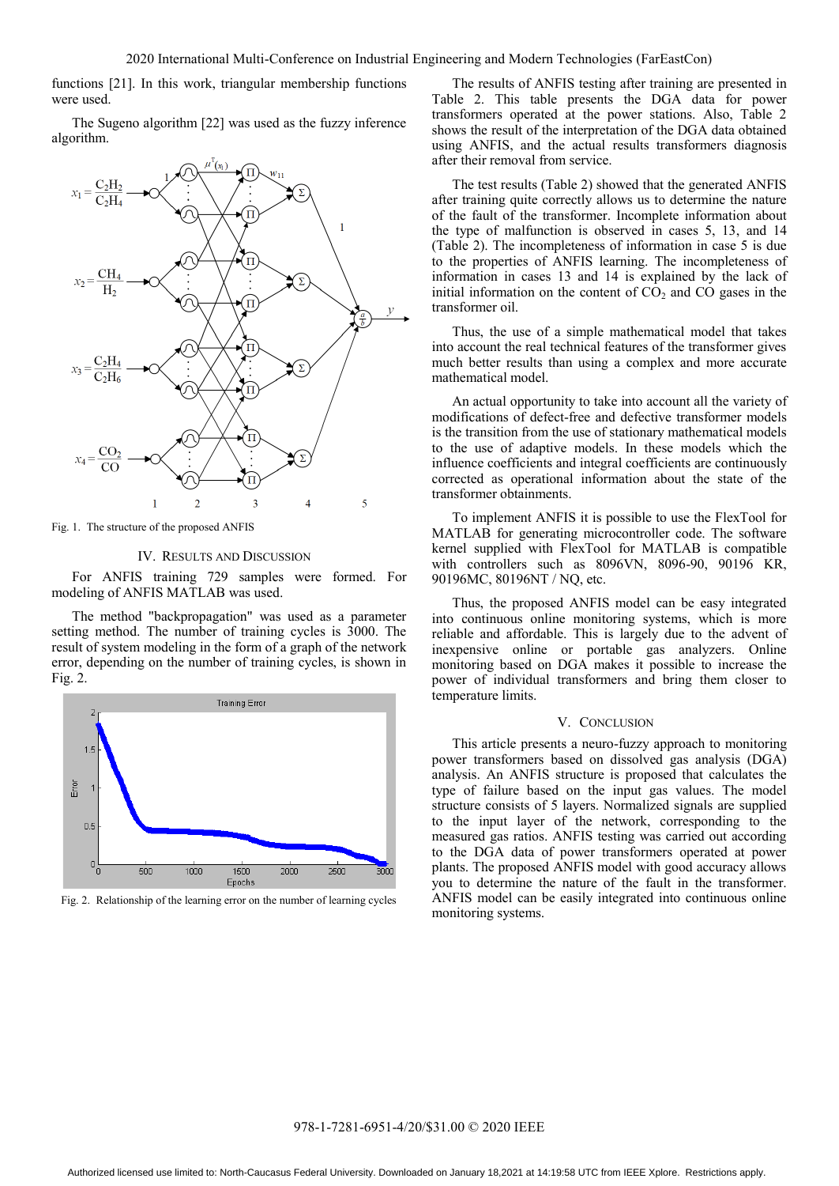functions [21]. In this work, triangular membership functions were used.

The Sugeno algorithm [22] was used as the fuzzy inference algorithm.

Fig. 1. The structure of the proposed ANFIS

## IV. Results and Discussion

For ANFIS training 729 samples were formed. For modeling of ANFIS MATLAB was used.

The method "backpropagation" was used as a parameter setting method. The number of training cycles is 3000. The result of system modeling in the form of a graph of the network error, depending on the number of training cycles, is shown in Fig. 2.

Fig. 2. Relationship of the learning error on the number of learning cycles

The results of ANFIS testing after training are presented in Table 2. This table presents the DGA data for power transformers operated at the power stations. Also, Table 2 shows the result of the interpretation of the DGA data obtained using ANFIS, and the actual results transformers diagnosis after their removal from service.

The test results (Table 2) showed that the generated ANFIS after training quite correctly allows us to determine the nature of the fault of the transformer. Incomplete information about the type of malfunction is observed in cases 5, 13, and 14 (Table 2). The incompleteness of information in case 5 is due to the properties of ANFIS learning. The incompleteness of information in cases 13 and 14 is explained by the lack of initial information on the content of $CO_2$ and CO gases in the transformer oil.

Thus, the use of a simple mathematical model that takes into account the real technical features of the transformer gives much better results than using a complex and more accurate mathematical model.

An actual opportunity to take into account all the variety of modifications of defect-free and defective transformer models is the transition from the use of stationary mathematical models to the use of adaptive models. In these models which the influence coefficients and integral coefficients are continuously corrected as operational information about the state of the transformer obtainments.

To implement ANFIS it is possible to use the FlexTool for MATLAB for generating microcontroller code. The software kernel supplied with FlexTool for MATLAB is compatible with controllers such as 8096VN, 8096-90, 90196 KR, 90196MC, 80196NT / NQ, etc.

Thus, the proposed ANFIS model can be easy integrated into continuous online monitoring systems, which is more reliable and affordable. This is largely due to the advent of inexpensive online or portable gas analyzers. Online monitoring based on DGA makes it possible to increase the power of individual transformers and bring them closer to temperature limits.

## V. Conclusion

This article presents a neuro-fuzzy approach to monitoring power transformers based on dissolved gas analysis (DGA) analysis. An ANFIS structure is proposed that calculates the type of failure based on the input gas values. The model structure consists of 5 layers. Normalized signals are supplied to the input layer of the network, corresponding to the measured gas ratios. ANFIS testing was carried out according to the DGA data of power transformers operated at power plants. The proposed ANFIS model with good accuracy allows you to determine the nature of the fault in the transformer. ANFIS model can be easily integrated into continuous online monitoring systems.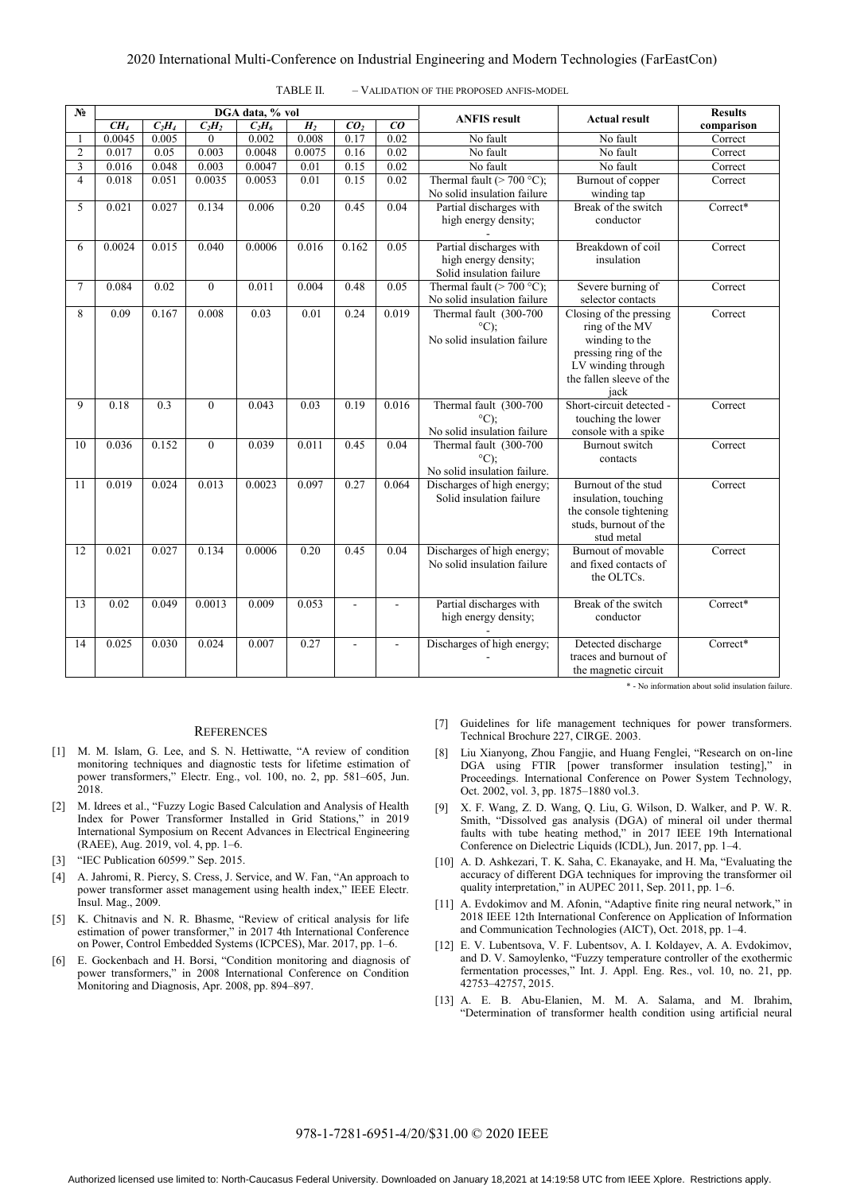TABLE II. – VALIDATION OF THE PROPOSED ANFIS-MODEL

| № | DGA data, % vol | | | | | | | ANFIS result | Actual result | Results comparison |
|---|---|---|---|---|---|---|---|---|---|---|
| | $CH_4$ | $C_2H_4$ | $C_2H_2$ | $C_2H_6$ | $H_2$ | $CO_2$ | $CO$ | | | |
| 1 | 0.0045 | 0.005 | 0 | 0.002 | 0.008 | 0.17 | 0.02 | No fault | No fault | Correct |
| 2 | 0.017 | 0.05 | 0.003 | 0.0048 | 0.0075 | 0.16 | 0.02 | No fault | No fault | Correct |
| 3 | 0.016 | 0.048 | 0.003 | 0.0047 | 0.01 | 0.15 | 0.02 | No fault | No fault | Correct |
| 4 | 0.018 | 0.051 | 0.0035 | 0.0053 | 0.01 | 0.15 | 0.02 | Thermal fault (> 700 °C); No solid insulation failure | Burnout of copper winding tap | Correct |
| 5 | 0.021 | 0.027 | 0.134 | 0.006 | 0.20 | 0.45 | 0.04 | Partial discharges with high energy density; - | Break of the switch conductor | Correct* |
| 6 | 0.0024 | 0.015 | 0.040 | 0.0006 | 0.016 | 0.162 | 0.05 | Partial discharges with high energy density; Solid insulation failure | Breakdown of coil insulation | Correct |
| 7 | 0.084 | 0.02 | 0 | 0.011 | 0.004 | 0.48 | 0.05 | Thermal fault (> 700 °C); No solid insulation failure | Severe burning of selector contacts | Correct |
| 8 | 0.09 | 0.167 | 0.008 | 0.03 | 0.01 | 0.24 | 0.019 | Thermal fault (300-700 °C); No solid insulation failure | Closing of the pressing ring of the MV winding to the pressing ring of the LV winding through the fallen sleeve of the jack | Correct |
| 9 | 0.18 | 0.3 | 0 | 0.043 | 0.03 | 0.19 | 0.016 | Thermal fault (300-700 °C); No solid insulation failure | Short-circuit detected - touching the lower console with a spike | Correct |
| 10 | 0.036 | 0.152 | 0 | 0.039 | 0.011 | 0.45 | 0.04 | Thermal fault (300-700 °C); No solid insulation failure. | Burnout switch contacts | Correct |
| 11 | 0.019 | 0.024 | 0.013 | 0.0023 | 0.097 | 0.27 | 0.064 | Discharges of high energy; Solid insulation failure | Burnout of the stud insulation, touching the console tightening studs, burnout of the stud metal | Correct |
| 12 | 0.021 | 0.027 | 0.134 | 0.0006 | 0.20 | 0.45 | 0.04 | Discharges of high energy; No solid insulation failure | Burnout of movable and fixed contacts of the OLTCs. | Correct |
| 13 | 0.02 | 0.049 | 0.0013 | 0.009 | 0.053 | - | - | Partial discharges with high energy density; - | Break of the switch conductor | Correct* |
| 14 | 0.025 | 0.030 | 0.024 | 0.007 | 0.27 | - | - | Discharges of high energy; - | Detected discharge traces and burnout of the magnetic circuit | Correct* |

\* - No information about solid insulation failure.

## REFERENCES

[1] M. M. Islam, G. Lee, and S. N. Hettiwatte, "A review of condition monitoring techniques and diagnostic tests for lifetime estimation of power transformers," Electr. Eng., vol. 100, no. 2, pp. 581–605, Jun. 2018.

[2] M. Idrees et al., "Fuzzy Logic Based Calculation and Analysis of Health Index for Power Transformer Installed in Grid Stations," in 2019 International Symposium on Recent Advances in Electrical Engineering (RAEE), Aug. 2019, vol. 4, pp. 1–6.

[3] "IEC Publication 60599." Sep. 2015.

[4] A. Jahromi, R. Piercy, S. Cress, J. Service, and W. Fan, "An approach to power transformer asset management using health index," IEEE Electr. Insul. Mag., 2009.

[5] K. Chitnavis and N. R. Bhasme, "Review of critical analysis for life estimation of power transformer," in 2017 4th International Conference on Power, Control Embedded Systems (ICPCES), Mar. 2017, pp. 1–6.

[6] E. Gockenbach and H. Borsi, "Condition monitoring and diagnosis of power transformers," in 2008 International Conference on Condition Monitoring and Diagnosis, Apr. 2008, pp. 894–897.

[7] Guidelines for life management techniques for power transformers. Technical Brochure 227, CIRGE. 2003.

[8] Liu Xianyong, Zhou Fangjie, and Huang Fenglei, "Research on on-line DGA using FTIR [power transformer insulation testing]," in Proceedings. International Conference on Power System Technology, Oct. 2002, vol. 3, pp. 1875–1880 vol.3.

[9] X. F. Wang, Z. D. Wang, Q. Liu, G. Wilson, D. Walker, and P. W. R. Smith, "Dissolved gas analysis (DGA) of mineral oil under thermal faults with tube heating method," in 2017 IEEE 19th International Conference on Dielectric Liquids (ICDL), Jun. 2017, pp. 1–4.

[10] A. D. Ashkezari, T. K. Saha, C. Ekanayake, and H. Ma, "Evaluating the accuracy of different DGA techniques for improving the transformer oil quality interpretation," in AUPEC 2011, Sep. 2011, pp. 1–6.

[11] A. Evdokimov and M. Afonin, "Adaptive finite ring neural network," in 2018 IEEE 12th International Conference on Application of Information and Communication Technologies (AICT), Oct. 2018, pp. 1–4.

[12] E. V. Lubentsova, V. F. Lubentsov, A. I. Koldayev, A. A. Evdokimov, and D. V. Samoylenko, "Fuzzy temperature controller of the exothermic fermentation processes," Int. J. Appl. Eng. Res., vol. 10, no. 21, pp. 42753–42757, 2015.

[13] A. E. B. Abu-Elanien, M. M. A. Salama, and M. Ibrahim, "Determination of transformer health condition using artificial neural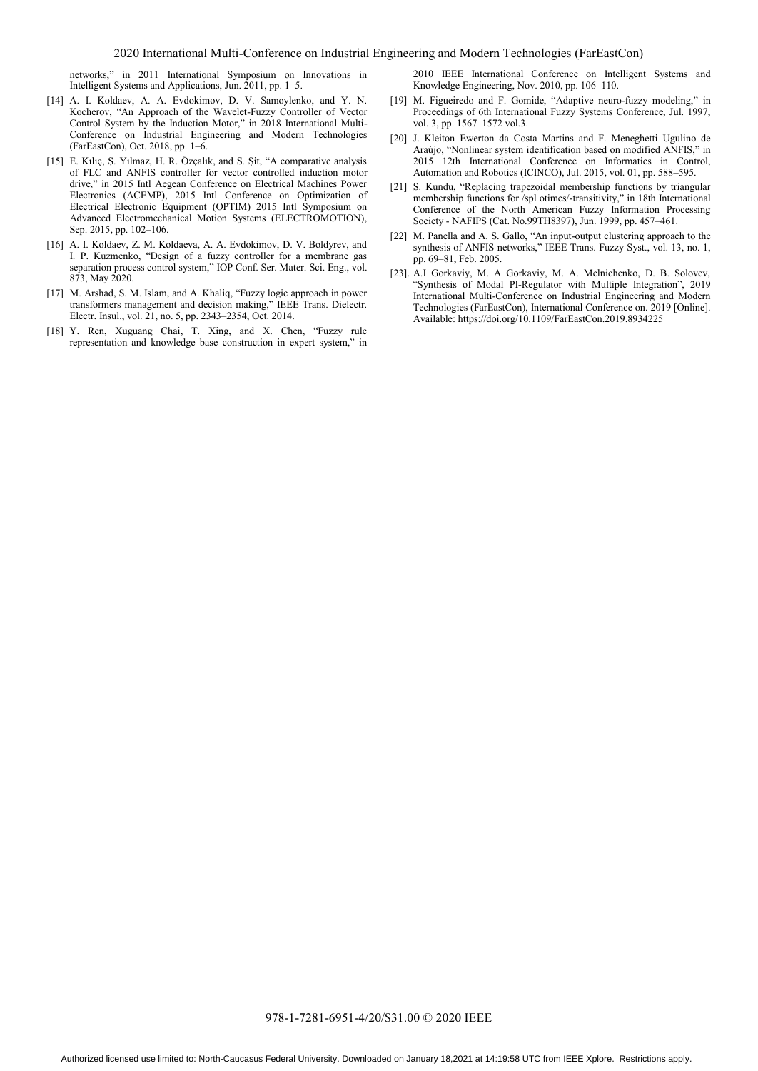networks," in 2011 International Symposium on Innovations in Intelligent Systems and Applications, Jun. 2011, pp. 1–5.

[14] A. I. Koldaev, A. A. Evdokimov, D. V. Samoylenko, and Y. N. Kocherov, "An Approach of the Wavelet-Fuzzy Controller of Vector Control System by the Induction Motor," in 2018 International Multi-Conference on Industrial Engineering and Modern Technologies (FarEastCon), Oct. 2018, pp. 1–6.

[15] E. Kılıç, Ş. Yılmaz, H. R. Özçalık, and S. Şit, "A comparative analysis of FLC and ANFIS controller for vector controlled induction motor drive," in 2015 Intl Aegean Conference on Electrical Machines Power Electronics (ACEMP), 2015 Intl Conference on Optimization of Electrical Electronic Equipment (OPTIM) 2015 Intl Symposium on Advanced Electromechanical Motion Systems (ELECTROMOTION), Sep. 2015, pp. 102–106.

[16] A. I. Koldaev, Z. M. Koldaeva, A. A. Evdokimov, D. V. Boldyrev, and I. P. Kuzmenko, "Design of a fuzzy controller for a membrane gas separation process control system," IOP Conf. Ser. Mater. Sci. Eng., vol. 873, May 2020.

[17] M. Arshad, S. M. Islam, and A. Khaliq, "Fuzzy logic approach in power transformers management and decision making," IEEE Trans. Dielectr. Electr. Insul., vol. 21, no. 5, pp. 2343–2354, Oct. 2014.

[18] Y. Ren, Xuguang Chai, T. Xing, and X. Chen, "Fuzzy rule representation and knowledge base construction in expert system," in 2010 IEEE International Conference on Intelligent Systems and Knowledge Engineering, Nov. 2010, pp. 106–110.

[19] M. Figueiredo and F. Gomide, "Adaptive neuro-fuzzy modeling," in Proceedings of 6th International Fuzzy Systems Conference, Jul. 1997, vol. 3, pp. 1567–1572 vol.3.

[20] J. Kleiton Ewerton da Costa Martins and F. Meneghetti Ugulino de Araújo, "Nonlinear system identification based on modified ANFIS," in 2015 12th International Conference on Informatics in Control, Automation and Robotics (ICINCO), Jul. 2015, vol. 01, pp. 588–595.

[21] S. Kundu, "Replacing trapezoidal membership functions by triangular membership functions for /spl otimes/-transitivity," in 18th International Conference of the North American Fuzzy Information Processing Society - NAFIPS (Cat. No.99TH8397), Jun. 1999, pp. 457–461.

[22] M. Panella and A. S. Gallo, "An input-output clustering approach to the synthesis of ANFIS networks," IEEE Trans. Fuzzy Syst., vol. 13, no. 1, pp. 69–81, Feb. 2005.

[23]. A.I Gorkaviy, M. A Gorkaviy, M. A. Melnichenko, D. B. Solovev, "Synthesis of Modal PI-Regulator with Multiple Integration", 2019 International Multi-Conference on Industrial Engineering and Modern Technologies (FarEastCon), International Conference on. 2019 [Online]. Available: https://doi.org/10.1109/FarEastCon.2019.8934225